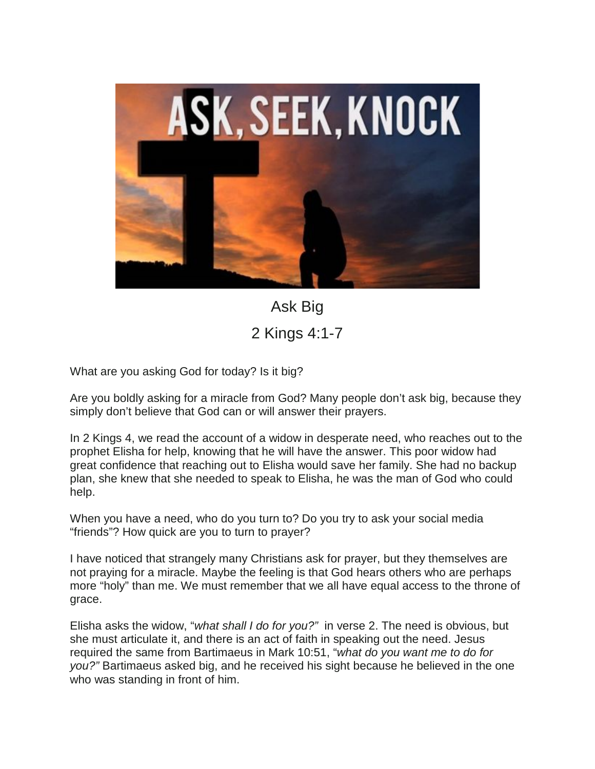# Ask Big

## 2 Kings 4:1-7

What are you asking God for today? Is it big?

Are you boldly asking for a miracle from God? Many people don't ask big, because they simply don't believe that God can or will answer their prayers.

In 2 Kings 4, we read the account of a widow in desperate need, who reaches out to the prophet Elisha for help, knowing that he will have the answer. This poor widow had great confidence that reaching out to Elisha would save her family. She had no backup plan, she knew that she needed to speak to Elisha, he was the man of God who could help.

When you have a need, who do you turn to? Do you try to ask your social media "friends"? How quick are you to turn to prayer?

I have noticed that strangely many Christians ask for prayer, but they themselves are not praying for a miracle. Maybe the feeling is that God hears others who are perhaps more "holy" than me. We must remember that we all have equal access to the throne of grace.

Elisha asks the widow, "*what shall I do for you?"* in verse 2. The need is obvious, but she must articulate it, and there is an act of faith in speaking out the need. Jesus required the same from Bartimaeus in Mark 10:51, "*what do you want me to do for you?"* Bartimaeus asked big, and he received his sight because he believed in the one who was standing in front of him.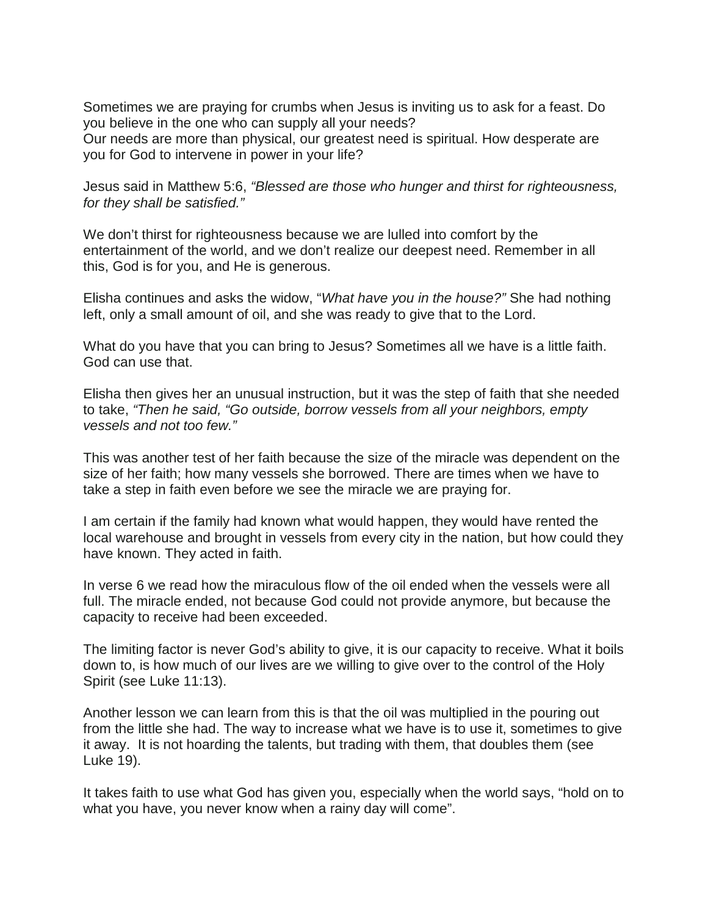Sometimes we are praying for crumbs when Jesus is inviting us to ask for a feast. Do you believe in the one who can supply all your needs?
Our needs are more than physical, our greatest need is spiritual. How desperate are you for God to intervene in power in your life?

Jesus said in Matthew 5:6, *"Blessed are those who hunger and thirst for righteousness, for they shall be satisfied."*

We don't thirst for righteousness because we are lulled into comfort by the entertainment of the world, and we don't realize our deepest need. Remember in all this, God is for you, and He is generous.

Elisha continues and asks the widow, "*What have you in the house?"* She had nothing left, only a small amount of oil, and she was ready to give that to the Lord.

What do you have that you can bring to Jesus? Sometimes all we have is a little faith. God can use that.

Elisha then gives her an unusual instruction, but it was the step of faith that she needed to take, *"Then he said, "Go outside, borrow vessels from all your neighbors, empty vessels and not too few."*

This was another test of her faith because the size of the miracle was dependent on the size of her faith; how many vessels she borrowed. There are times when we have to take a step in faith even before we see the miracle we are praying for.

I am certain if the family had known what would happen, they would have rented the local warehouse and brought in vessels from every city in the nation, but how could they have known. They acted in faith.

In verse 6 we read how the miraculous flow of the oil ended when the vessels were all full. The miracle ended, not because God could not provide anymore, but because the capacity to receive had been exceeded.

The limiting factor is never God's ability to give, it is our capacity to receive. What it boils down to, is how much of our lives are we willing to give over to the control of the Holy Spirit (see Luke 11:13).

Another lesson we can learn from this is that the oil was multiplied in the pouring out from the little she had. The way to increase what we have is to use it, sometimes to give it away. It is not hoarding the talents, but trading with them, that doubles them (see Luke 19).

It takes faith to use what God has given you, especially when the world says, "hold on to what you have, you never know when a rainy day will come".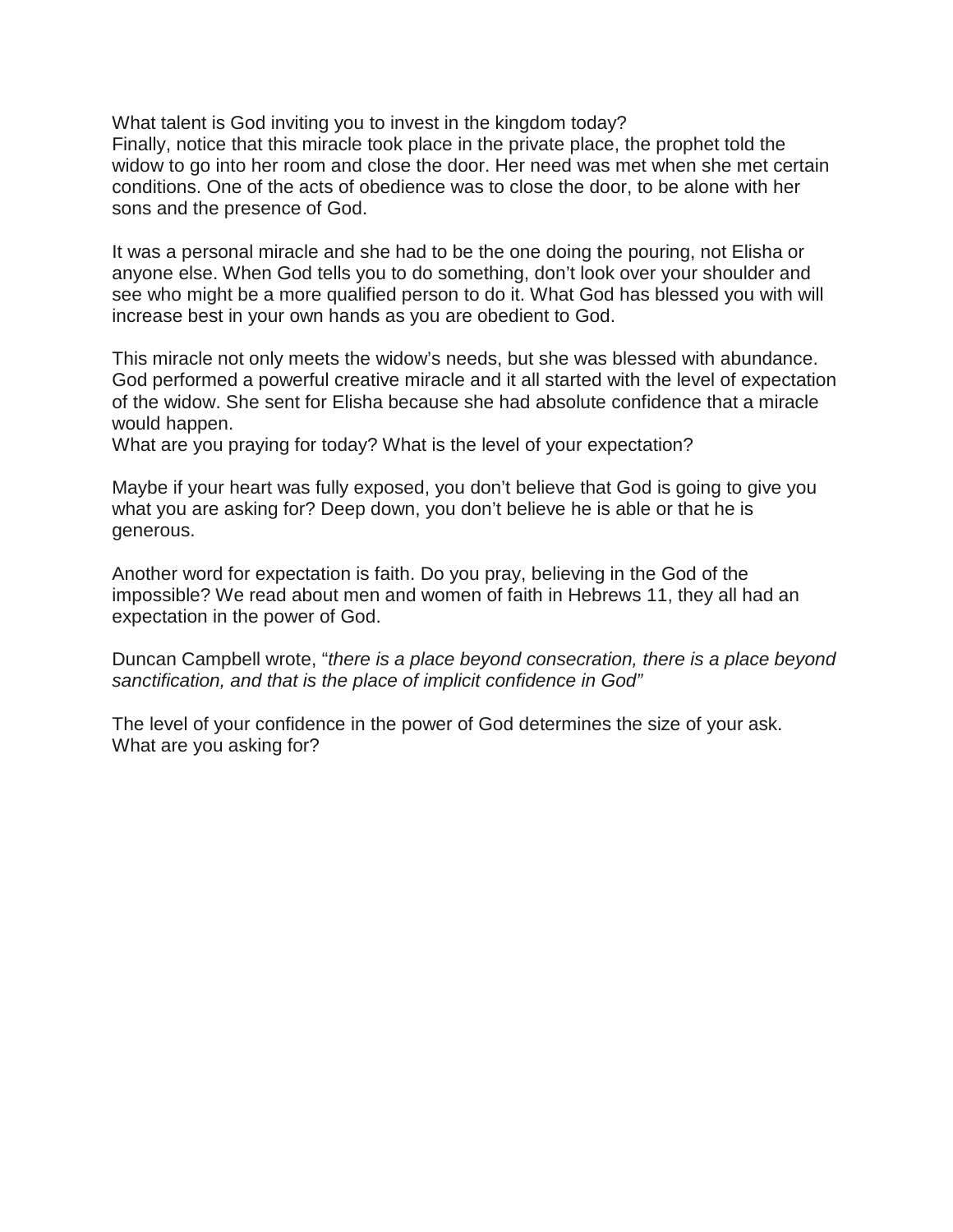What talent is God inviting you to invest in the kingdom today?
Finally, notice that this miracle took place in the private place, the prophet told the widow to go into her room and close the door. Her need was met when she met certain conditions. One of the acts of obedience was to close the door, to be alone with her sons and the presence of God.

It was a personal miracle and she had to be the one doing the pouring, not Elisha or anyone else. When God tells you to do something, don't look over your shoulder and see who might be a more qualified person to do it. What God has blessed you with will increase best in your own hands as you are obedient to God.

This miracle not only meets the widow's needs, but she was blessed with abundance. God performed a powerful creative miracle and it all started with the level of expectation of the widow. She sent for Elisha because she had absolute confidence that a miracle would happen.
What are you praying for today? What is the level of your expectation?

Maybe if your heart was fully exposed, you don't believe that God is going to give you what you are asking for? Deep down, you don't believe he is able or that he is generous.

Another word for expectation is faith. Do you pray, believing in the God of the impossible? We read about men and women of faith in Hebrews 11, they all had an expectation in the power of God.

Duncan Campbell wrote, "*there is a place beyond consecration, there is a place beyond sanctification, and that is the place of implicit confidence in God"*

The level of your confidence in the power of God determines the size of your ask.
What are you asking for?